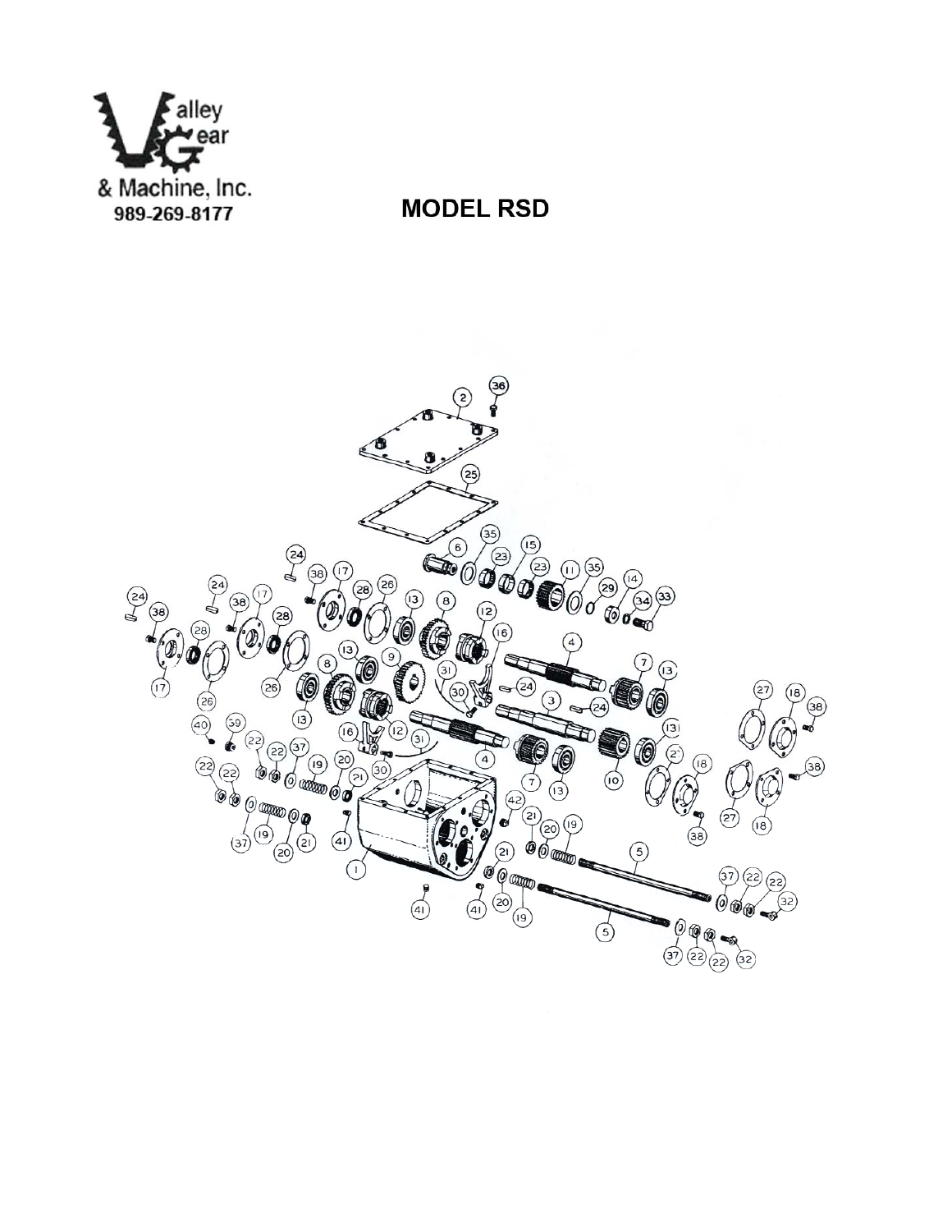Valley Gear & Machine, Inc.
989-269-8177

# MODEL RSD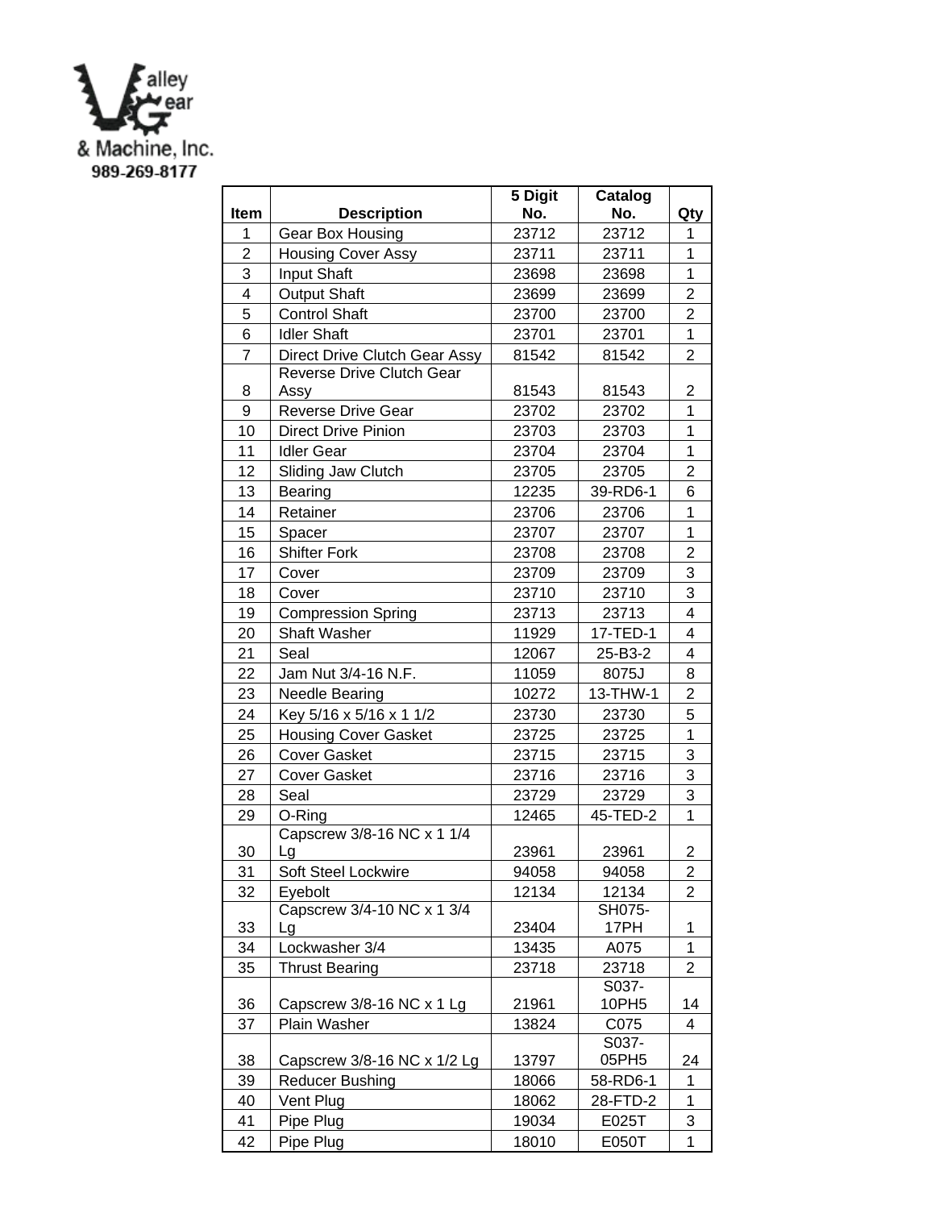Valley Gear & Machine, Inc.
989-269-8177

| Item | Description | 5 Digit No. | Catalog No. | Qty |
|---|---|---|---|---|
| 1 | Gear Box Housing | 23712 | 23712 | 1 |
| 2 | Housing Cover Assy | 23711 | 23711 | 1 |
| 3 | Input Shaft | 23698 | 23698 | 1 |
| 4 | Output Shaft | 23699 | 23699 | 2 |
| 5 | Control Shaft | 23700 | 23700 | 2 |
| 6 | Idler Shaft | 23701 | 23701 | 1 |
| 7 | Direct Drive Clutch Gear Assy | 81542 | 81542 | 2 |
| 8 | Reverse Drive Clutch Gear Assy | 81543 | 81543 | 2 |
| 9 | Reverse Drive Gear | 23702 | 23702 | 1 |
| 10 | Direct Drive Pinion | 23703 | 23703 | 1 |
| 11 | Idler Gear | 23704 | 23704 | 1 |
| 12 | Sliding Jaw Clutch | 23705 | 23705 | 2 |
| 13 | Bearing | 12235 | 39-RD6-1 | 6 |
| 14 | Retainer | 23706 | 23706 | 1 |
| 15 | Spacer | 23707 | 23707 | 1 |
| 16 | Shifter Fork | 23708 | 23708 | 2 |
| 17 | Cover | 23709 | 23709 | 3 |
| 18 | Cover | 23710 | 23710 | 3 |
| 19 | Compression Spring | 23713 | 23713 | 4 |
| 20 | Shaft Washer | 11929 | 17-TED-1 | 4 |
| 21 | Seal | 12067 | 25-B3-2 | 4 |
| 22 | Jam Nut 3/4-16 N.F. | 11059 | 8075J | 8 |
| 23 | Needle Bearing | 10272 | 13-THW-1 | 2 |
| 24 | Key 5/16 x 5/16 x 1 1/2 | 23730 | 23730 | 5 |
| 25 | Housing Cover Gasket | 23725 | 23725 | 1 |
| 26 | Cover Gasket | 23715 | 23715 | 3 |
| 27 | Cover Gasket | 23716 | 23716 | 3 |
| 28 | Seal | 23729 | 23729 | 3 |
| 29 | O-Ring | 12465 | 45-TED-2 | 1 |
| 30 | Capscrew 3/8-16 NC x 1 1/4 Lg | 23961 | 23961 | 2 |
| 31 | Soft Steel Lockwire | 94058 | 94058 | 2 |
| 32 | Eyebolt | 12134 | 12134 | 2 |
| 33 | Capscrew 3/4-10 NC x 1 3/4 Lg | 23404 | SH075-17PH | 1 |
| 34 | Lockwasher 3/4 | 13435 | A075 | 1 |
| 35 | Thrust Bearing | 23718 | 23718 | 2 |
| 36 | Capscrew 3/8-16 NC x 1 Lg | 21961 | S037-10PH5 | 14 |
| 37 | Plain Washer | 13824 | C075 | 4 |
| 38 | Capscrew 3/8-16 NC x 1/2 Lg | 13797 | S037-05PH5 | 24 |
| 39 | Reducer Bushing | 18066 | 58-RD6-1 | 1 |
| 40 | Vent Plug | 18062 | 28-FTD-2 | 1 |
| 41 | Pipe Plug | 19034 | E025T | 3 |
| 42 | Pipe Plug | 18010 | E050T | 1 |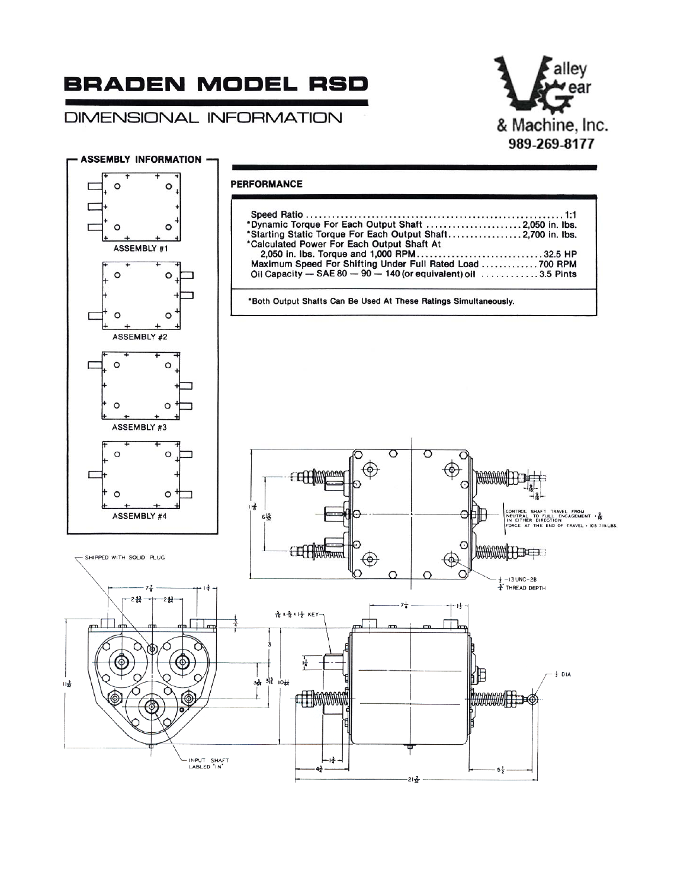# BRADEN MODEL RSD

DIMENSIONAL INFORMATION

Valley Gear & Machine, Inc.
989-269-8177

## ASSEMBLY INFORMATION

ASSEMBLY #1

ASSEMBLY #2

ASSEMBLY #3

ASSEMBLY #4

## PERFORMANCE

| | |
|---|---|
| Speed Ratio | 1:1 |
| *Dynamic Torque For Each Output Shaft | 2,050 in. lbs. |
| *Starting Static Torque For Each Output Shaft | 2,700 in. lbs. |
| *Calculated Power For Each Output Shaft At 2,050 in. lbs. Torque and 1,000 RPM | 32.5 HP |
| Maximum Speed For Shifting Under Full Rated Load | 700 RPM |
| Oil Capacity — SAE 80 — 90 — 140 (or equivalent) oil | 3.5 Pints |

*Both Output Shafts Can Be Used At These Ratings Simultaneously.

$11\frac{3}{8}$

$6\frac{15}{32}$

$\frac{5}{16}$

$\frac{9}{16}$

CONTROL SHAFT TRAVEL FROM NEUTRAL TO FULL ENGAGEMENT $\frac{9}{16}$ IN EITHER DIRECTION
FORCE AT THE END OF TRAVEL = 105 115 LBS.

$\frac{1}{2}$ -13 UNC-2B
$\frac{3}{4}$" THREAD DEPTH

SHIPPED WITH SOLID PLUG

$7\frac{7}{8}$

$1\frac{1}{2}$

$2\frac{53}{64}$

$2\frac{53}{64}$

$\frac{3}{4}$

3

$11\frac{3}{32}$

$3\frac{5}{64}$

$3\frac{1}{2}$

$10\frac{1}{64}$

INPUT SHAFT LABLED 'IN'

$\frac{3}{16} \times \frac{3}{16} \times 1\frac{1}{2}$ KEY

$7\frac{1}{8}$

$1\frac{1}{2}$

$1\frac{1}{4}$

$\frac{1}{2}$ DIA

$1\frac{3}{4}$

$4\frac{3}{4}$

$5\frac{1}{2}$

$21\frac{7}{32}$